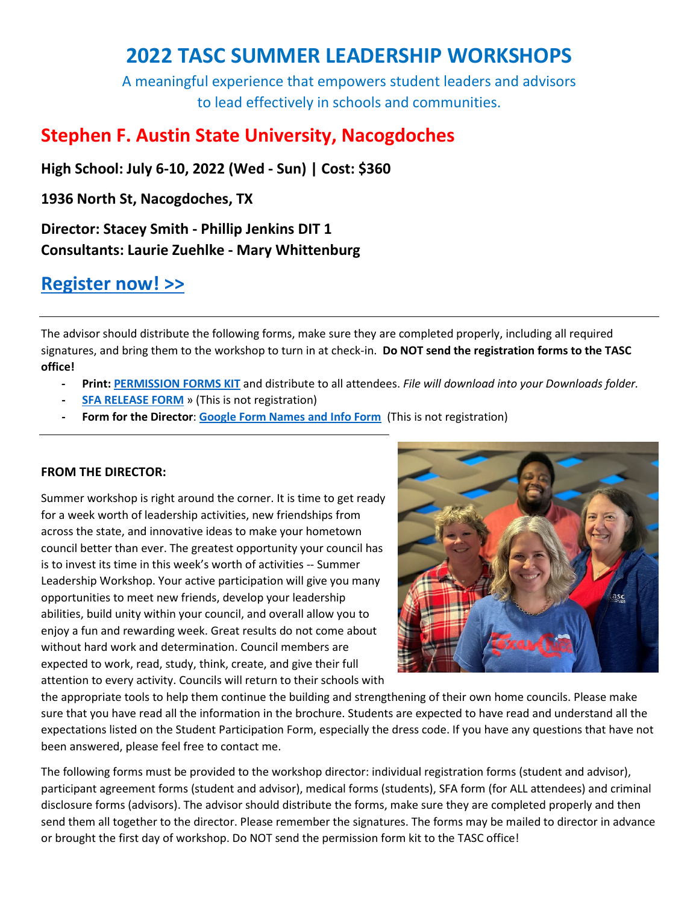# 2022 TASC SUMMER LEADERSHIP WORKSHOPS

A meaningful experience that empowers student leaders and advisors to lead effectively in schools and communities.

## Stephen F. Austin State University, Nacogdoches

**High School: July 6-10, 2022 (Wed - Sun) | Cost: $360**

**1936 North St, Nacogdoches, TX**

**Director: Stacey Smith - Phillip Jenkins DIT 1**
**Consultants: Laurie Zuehlke - Mary Whittenburg**

## Register now! >>

---

The advisor should distribute the following forms, make sure they are completed properly, including all required signatures, and bring them to the workshop to turn in at check-in. **Do NOT send the registration forms to the TASC office!**

- **Print: PERMISSION FORMS KIT** and distribute to all attendees. *File will download into your Downloads folder.*
- **SFA RELEASE FORM** » (This is not registration)
- **Form for the Director**: **Google Form Names and Info Form** (This is not registration)

---

**FROM THE DIRECTOR:**

Summer workshop is right around the corner. It is time to get ready for a week worth of leadership activities, new friendships from across the state, and innovative ideas to make your hometown council better than ever. The greatest opportunity your council has is to invest its time in this week's worth of activities -- Summer Leadership Workshop. Your active participation will give you many opportunities to meet new friends, develop your leadership abilities, build unity within your council, and overall allow you to enjoy a fun and rewarding week. Great results do not come about without hard work and determination. Council members are expected to work, read, study, think, create, and give their full attention to every activity. Councils will return to their schools with the appropriate tools to help them continue the building and strengthening of their own home councils. Please make sure that you have read all the information in the brochure. Students are expected to have read and understand all the expectations listed on the Student Participation Form, especially the dress code. If you have any questions that have not been answered, please feel free to contact me.

The following forms must be provided to the workshop director: individual registration forms (student and advisor), participant agreement forms (student and advisor), medical forms (students), SFA form (for ALL attendees) and criminal disclosure forms (advisors). The advisor should distribute the forms, make sure they are completed properly and then send them all together to the director. Please remember the signatures. The forms may be mailed to director in advance or brought the first day of workshop. Do NOT send the permission form kit to the TASC office!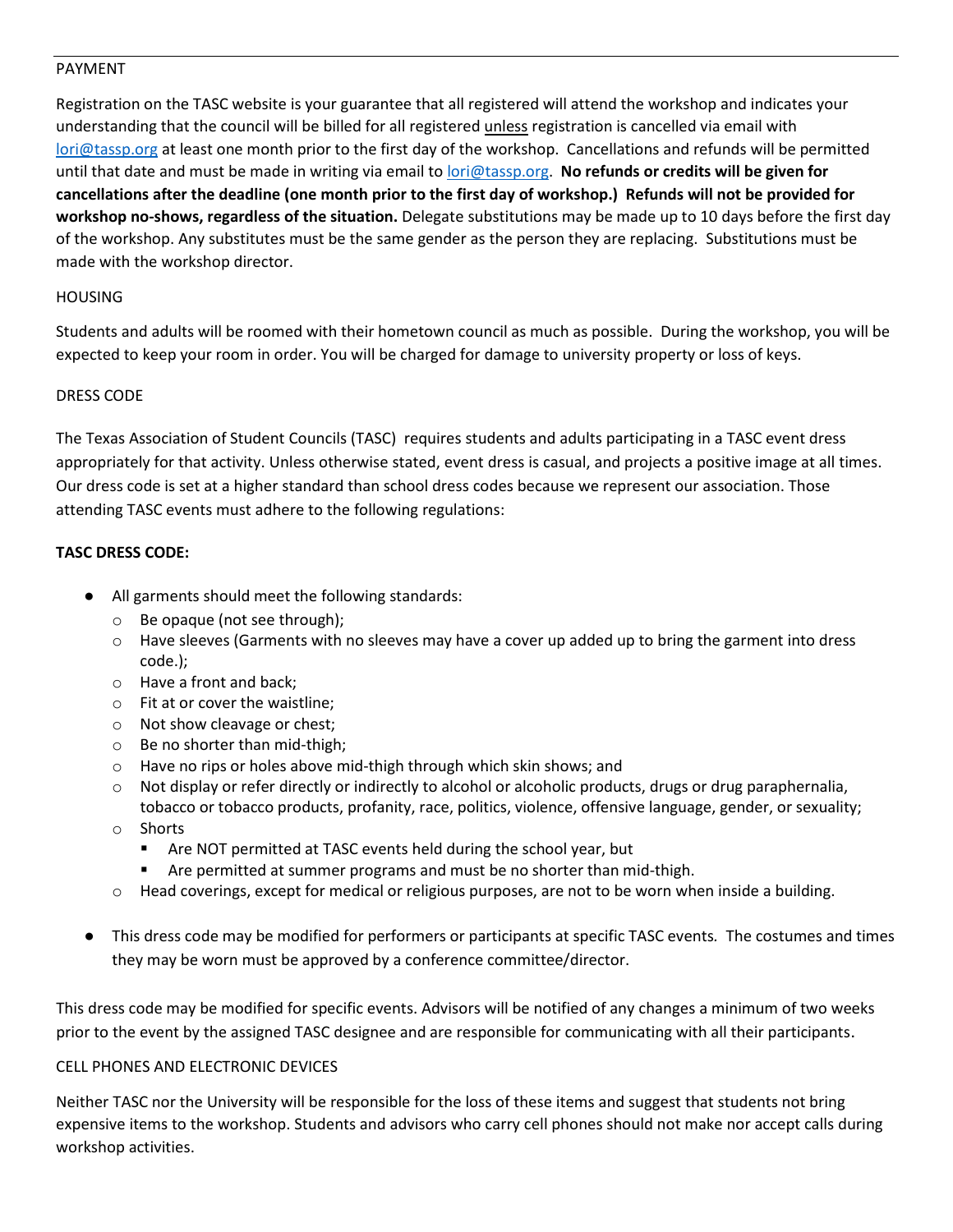PAYMENT

Registration on the TASC website is your guarantee that all registered will attend the workshop and indicates your understanding that the council will be billed for all registered unless registration is cancelled via email with lori@tassp.org at least one month prior to the first day of the workshop. Cancellations and refunds will be permitted until that date and must be made in writing via email to lori@tassp.org. **No refunds or credits will be given for cancellations after the deadline (one month prior to the first day of workshop.) Refunds will not be provided for workshop no-shows, regardless of the situation.** Delegate substitutions may be made up to 10 days before the first day of the workshop. Any substitutes must be the same gender as the person they are replacing. Substitutions must be made with the workshop director.

HOUSING

Students and adults will be roomed with their hometown council as much as possible. During the workshop, you will be expected to keep your room in order. You will be charged for damage to university property or loss of keys.

DRESS CODE

The Texas Association of Student Councils (TASC) requires students and adults participating in a TASC event dress appropriately for that activity. Unless otherwise stated, event dress is casual, and projects a positive image at all times. Our dress code is set at a higher standard than school dress codes because we represent our association. Those attending TASC events must adhere to the following regulations:

**TASC DRESS CODE:**

- All garments should meet the following standards:
  - Be opaque (not see through);
  - Have sleeves (Garments with no sleeves may have a cover up added up to bring the garment into dress code.);
  - Have a front and back;
  - Fit at or cover the waistline;
  - Not show cleavage or chest;
  - Be no shorter than mid-thigh;
  - Have no rips or holes above mid-thigh through which skin shows; and
  - Not display or refer directly or indirectly to alcohol or alcoholic products, drugs or drug paraphernalia, tobacco or tobacco products, profanity, race, politics, violence, offensive language, gender, or sexuality;
  - Shorts
    - Are NOT permitted at TASC events held during the school year, but
    - Are permitted at summer programs and must be no shorter than mid-thigh.
  - Head coverings, except for medical or religious purposes, are not to be worn when inside a building.

- This dress code may be modified for performers or participants at specific TASC events. The costumes and times they may be worn must be approved by a conference committee/director.

This dress code may be modified for specific events. Advisors will be notified of any changes a minimum of two weeks prior to the event by the assigned TASC designee and are responsible for communicating with all their participants.

CELL PHONES AND ELECTRONIC DEVICES

Neither TASC nor the University will be responsible for the loss of these items and suggest that students not bring expensive items to the workshop. Students and advisors who carry cell phones should not make nor accept calls during workshop activities.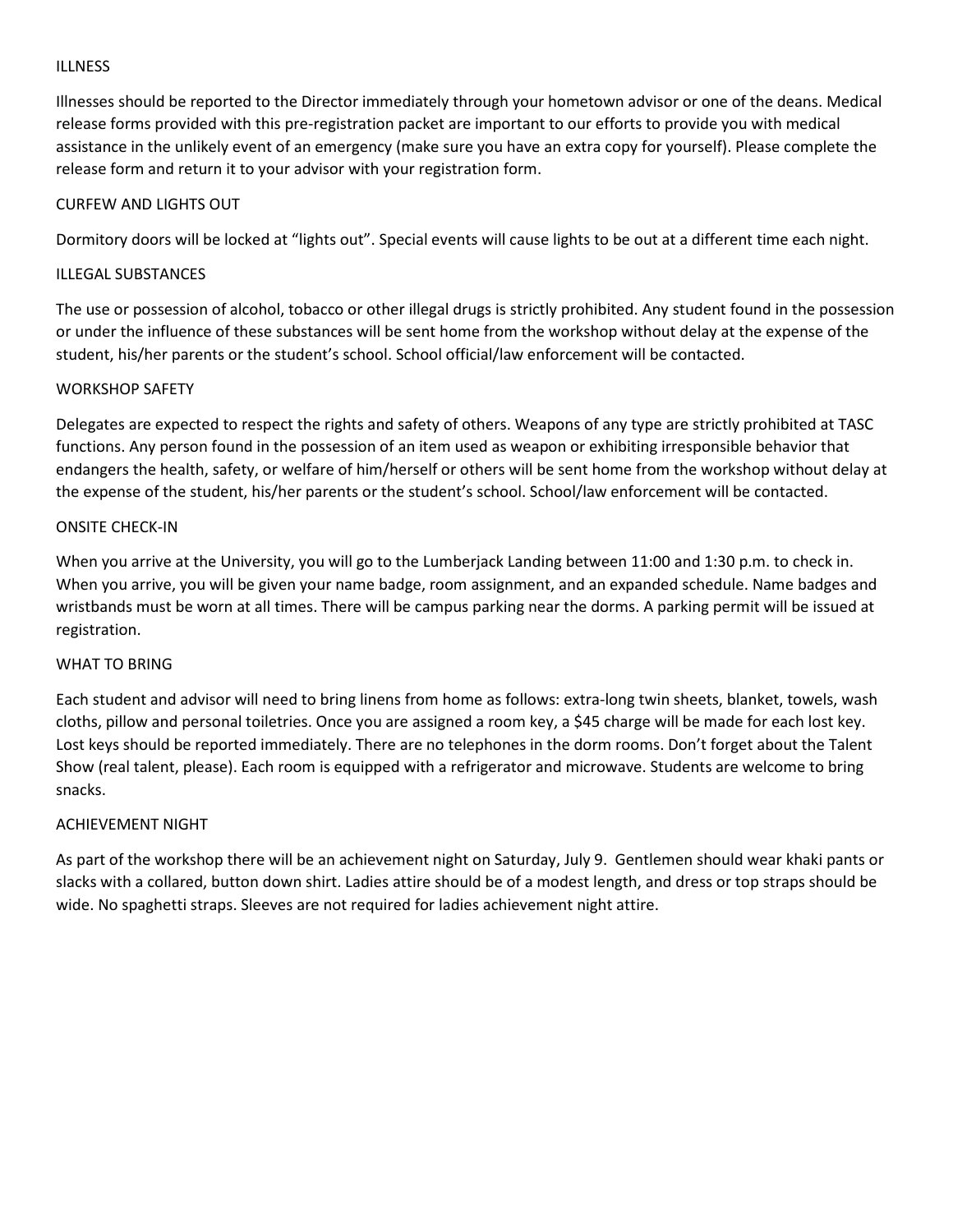## ILLNESS

Illnesses should be reported to the Director immediately through your hometown advisor or one of the deans. Medical release forms provided with this pre-registration packet are important to our efforts to provide you with medical assistance in the unlikely event of an emergency (make sure you have an extra copy for yourself). Please complete the release form and return it to your advisor with your registration form.

## CURFEW AND LIGHTS OUT

Dormitory doors will be locked at "lights out". Special events will cause lights to be out at a different time each night.

## ILLEGAL SUBSTANCES

The use or possession of alcohol, tobacco or other illegal drugs is strictly prohibited. Any student found in the possession or under the influence of these substances will be sent home from the workshop without delay at the expense of the student, his/her parents or the student's school. School official/law enforcement will be contacted.

## WORKSHOP SAFETY

Delegates are expected to respect the rights and safety of others. Weapons of any type are strictly prohibited at TASC functions. Any person found in the possession of an item used as weapon or exhibiting irresponsible behavior that endangers the health, safety, or welfare of him/herself or others will be sent home from the workshop without delay at the expense of the student, his/her parents or the student's school. School/law enforcement will be contacted.

## ONSITE CHECK-IN

When you arrive at the University, you will go to the Lumberjack Landing between 11:00 and 1:30 p.m. to check in. When you arrive, you will be given your name badge, room assignment, and an expanded schedule. Name badges and wristbands must be worn at all times. There will be campus parking near the dorms. A parking permit will be issued at registration.

## WHAT TO BRING

Each student and advisor will need to bring linens from home as follows: extra-long twin sheets, blanket, towels, wash cloths, pillow and personal toiletries. Once you are assigned a room key, a $45 charge will be made for each lost key. Lost keys should be reported immediately. There are no telephones in the dorm rooms. Don't forget about the Talent Show (real talent, please). Each room is equipped with a refrigerator and microwave. Students are welcome to bring snacks.

## ACHIEVEMENT NIGHT

As part of the workshop there will be an achievement night on Saturday, July 9. Gentlemen should wear khaki pants or slacks with a collared, button down shirt. Ladies attire should be of a modest length, and dress or top straps should be wide. No spaghetti straps. Sleeves are not required for ladies achievement night attire.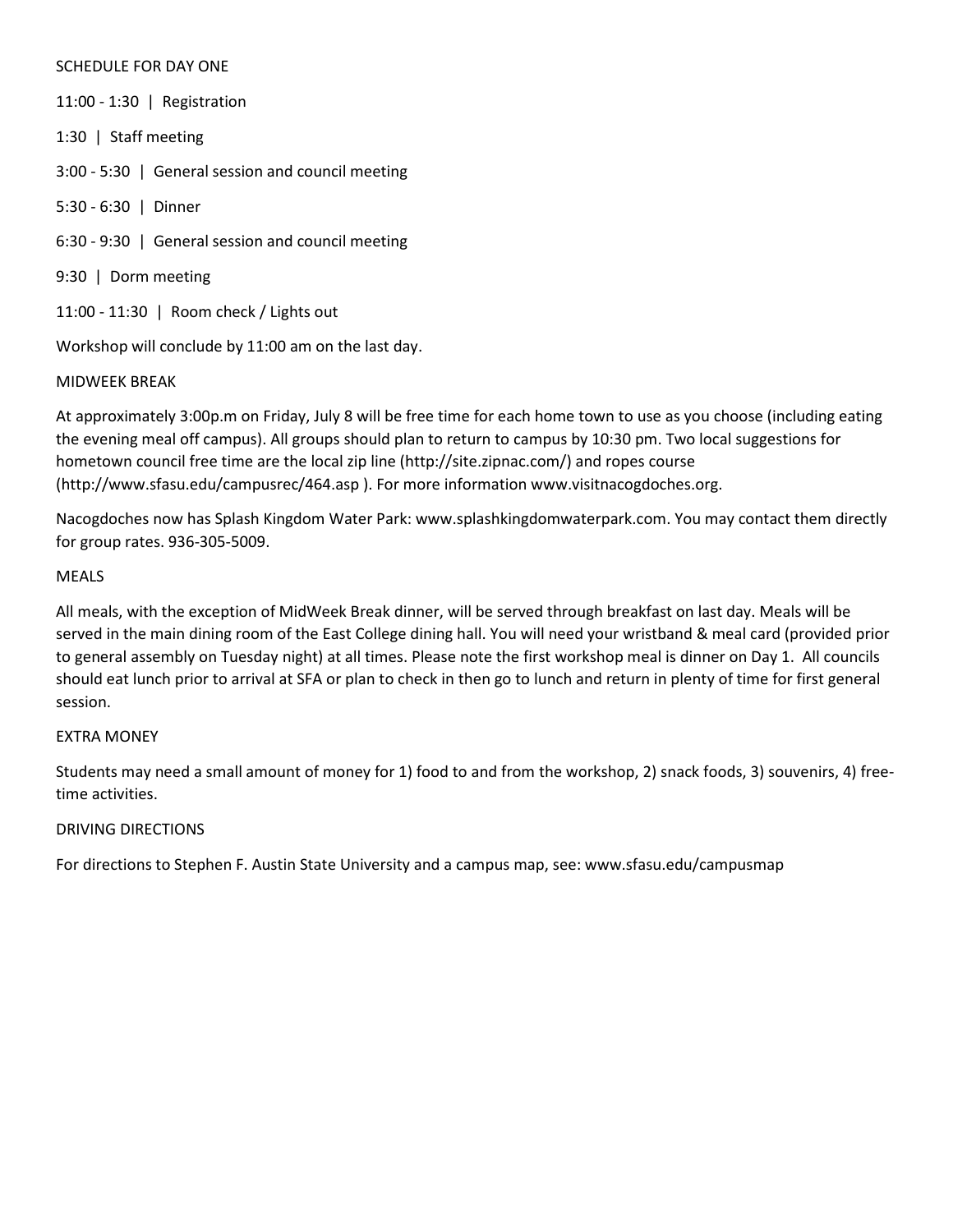## SCHEDULE FOR DAY ONE

11:00 - 1:30 | Registration

1:30 | Staff meeting

3:00 - 5:30 | General session and council meeting

5:30 - 6:30 | Dinner

6:30 - 9:30 | General session and council meeting

9:30 | Dorm meeting

11:00 - 11:30 | Room check / Lights out

Workshop will conclude by 11:00 am on the last day.

## MIDWEEK BREAK

At approximately 3:00p.m on Friday, July 8 will be free time for each home town to use as you choose (including eating the evening meal off campus). All groups should plan to return to campus by 10:30 pm. Two local suggestions for hometown council free time are the local zip line (http://site.zipnac.com/) and ropes course (http://www.sfasu.edu/campusrec/464.asp ). For more information www.visitnacogdoches.org.

Nacogdoches now has Splash Kingdom Water Park: www.splashkingdomwaterpark.com. You may contact them directly for group rates. 936-305-5009.

## MEALS

All meals, with the exception of MidWeek Break dinner, will be served through breakfast on last day. Meals will be served in the main dining room of the East College dining hall. You will need your wristband & meal card (provided prior to general assembly on Tuesday night) at all times. Please note the first workshop meal is dinner on Day 1. All councils should eat lunch prior to arrival at SFA or plan to check in then go to lunch and return in plenty of time for first general session.

## EXTRA MONEY

Students may need a small amount of money for 1) food to and from the workshop, 2) snack foods, 3) souvenirs, 4) free-time activities.

## DRIVING DIRECTIONS

For directions to Stephen F. Austin State University and a campus map, see: www.sfasu.edu/campusmap